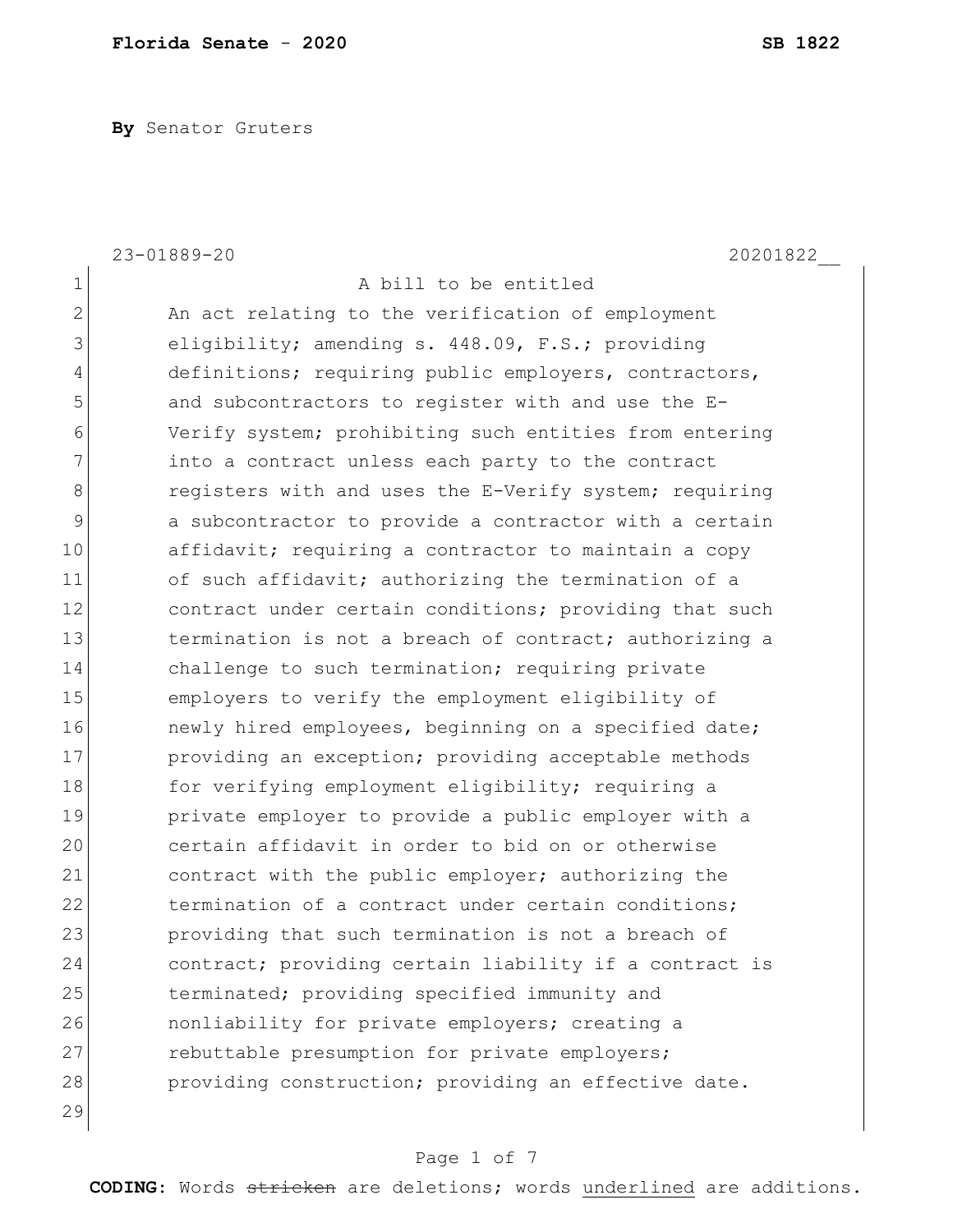**Florida Senate** - **2020** **SB 1822**

**By** Senator Gruters

23-01889-20 20201822__

A bill to be entitled

An act relating to the verification of employment eligibility; amending s. 448.09, F.S.; providing definitions; requiring public employers, contractors, and subcontractors to register with and use the E-Verify system; prohibiting such entities from entering into a contract unless each party to the contract registers with and uses the E-Verify system; requiring a subcontractor to provide a contractor with a certain affidavit; requiring a contractor to maintain a copy of such affidavit; authorizing the termination of a contract under certain conditions; providing that such termination is not a breach of contract; authorizing a challenge to such termination; requiring private employers to verify the employment eligibility of newly hired employees, beginning on a specified date; providing an exception; providing acceptable methods for verifying employment eligibility; requiring a private employer to provide a public employer with a certain affidavit in order to bid on or otherwise contract with the public employer; authorizing the termination of a contract under certain conditions; providing that such termination is not a breach of contract; providing certain liability if a contract is terminated; providing specified immunity and nonliability for private employers; creating a rebuttable presumption for private employers; providing construction; providing an effective date.

**CODING:** Words ~~stricken~~ are deletions; words <u>underlined</u> are additions.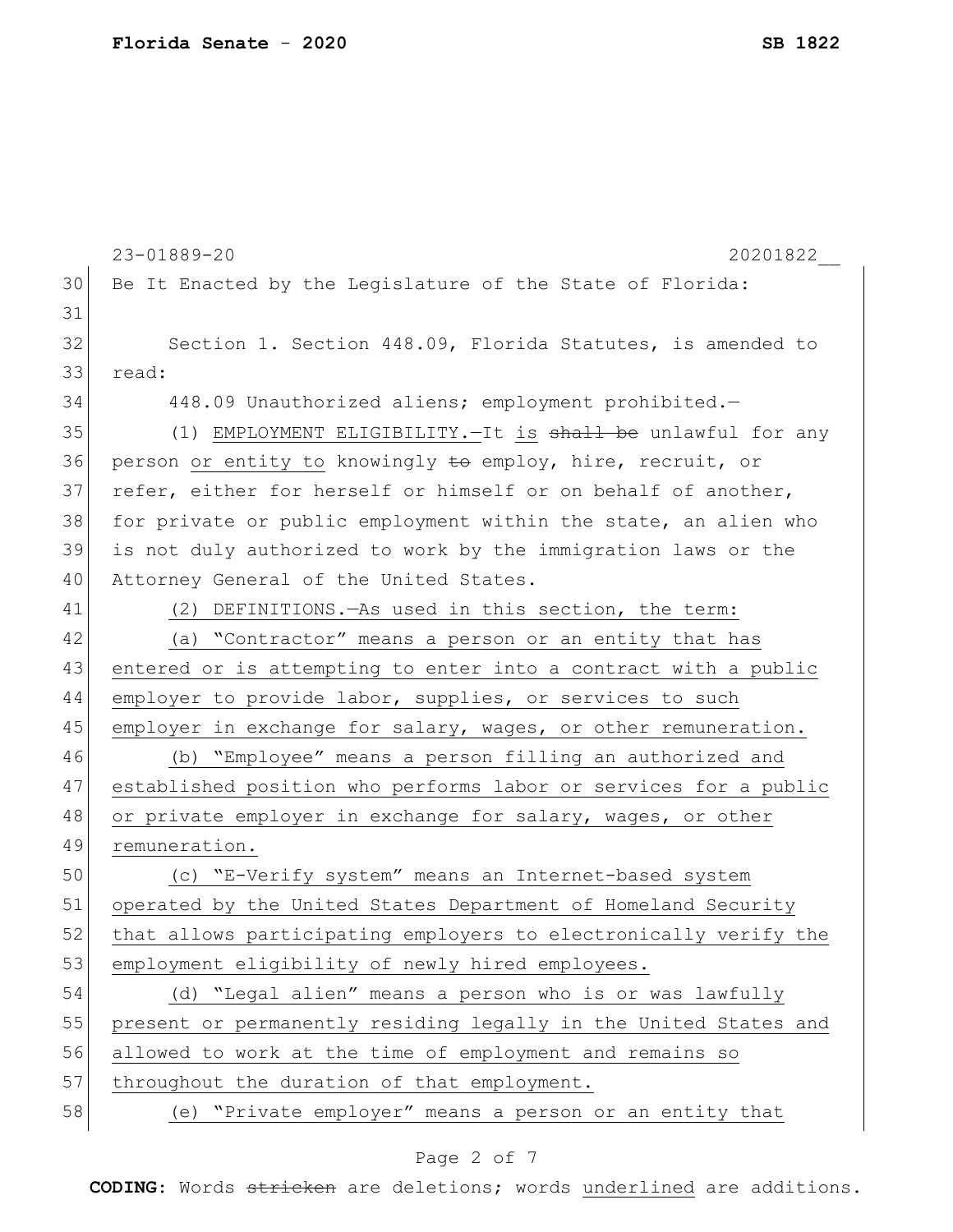23-01889-20 20201822__

Be It Enacted by the Legislature of the State of Florida:

Section 1. Section 448.09, Florida Statutes, is amended to read:

448.09 Unauthorized aliens; employment prohibited.—

(1) EMPLOYMENT ELIGIBILITY.—It is ~~shall be~~ unlawful for any person or entity to knowingly ~~to~~ employ, hire, recruit, or refer, either for herself or himself or on behalf of another, for private or public employment within the state, an alien who is not duly authorized to work by the immigration laws or the Attorney General of the United States.

(2) DEFINITIONS.—As used in this section, the term:

(a) "Contractor" means a person or an entity that has entered or is attempting to enter into a contract with a public employer to provide labor, supplies, or services to such employer in exchange for salary, wages, or other remuneration.

(b) "Employee" means a person filling an authorized and established position who performs labor or services for a public or private employer in exchange for salary, wages, or other remuneration.

(c) "E-Verify system" means an Internet-based system operated by the United States Department of Homeland Security that allows participating employers to electronically verify the employment eligibility of newly hired employees.

(d) "Legal alien" means a person who is or was lawfully present or permanently residing legally in the United States and allowed to work at the time of employment and remains so throughout the duration of that employment.

(e) "Private employer" means a person or an entity that

**CODING:** Words ~~stricken~~ are deletions; words underlined are additions.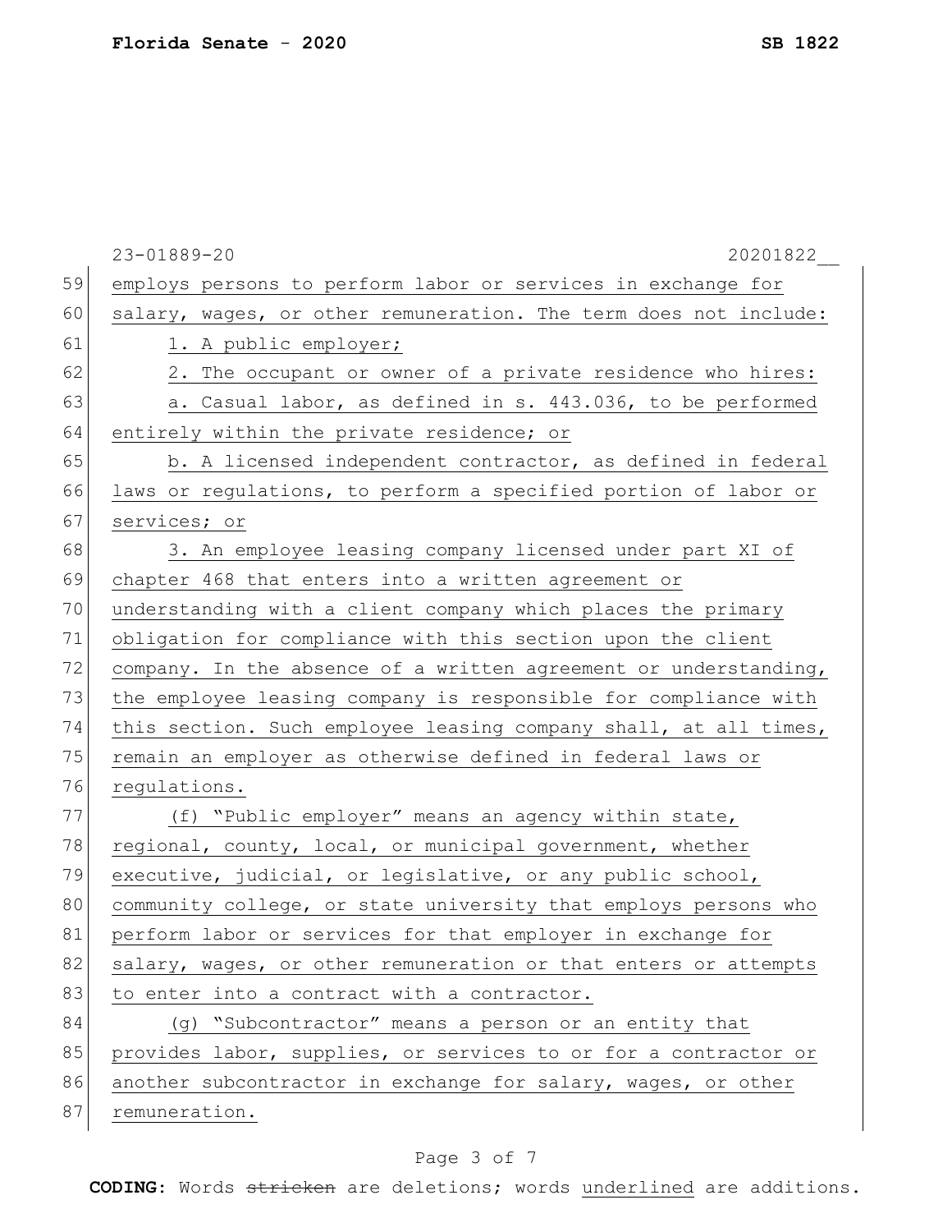employs persons to perform labor or services in exchange for salary, wages, or other remuneration. The term does not include:

1. A public employer;

2. The occupant or owner of a private residence who hires:

a. Casual labor, as defined in s. 443.036, to be performed entirely within the private residence; or

b. A licensed independent contractor, as defined in federal laws or regulations, to perform a specified portion of labor or services; or

3. An employee leasing company licensed under part XI of chapter 468 that enters into a written agreement or understanding with a client company which places the primary obligation for compliance with this section upon the client company. In the absence of a written agreement or understanding, the employee leasing company is responsible for compliance with this section. Such employee leasing company shall, at all times, remain an employer as otherwise defined in federal laws or regulations.

(f) "Public employer" means an agency within state, regional, county, local, or municipal government, whether executive, judicial, or legislative, or any public school, community college, or state university that employs persons who perform labor or services for that employer in exchange for salary, wages, or other remuneration or that enters or attempts to enter into a contract with a contractor.

(g) "Subcontractor" means a person or an entity that provides labor, supplies, or services to or for a contractor or another subcontractor in exchange for salary, wages, or other remuneration.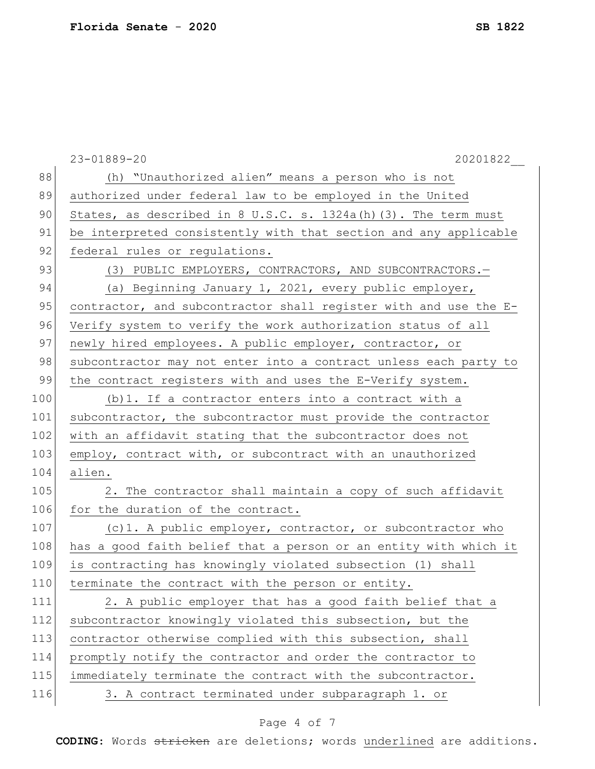23-01889-20 20201822__

(h) "Unauthorized alien" means a person who is not authorized under federal law to be employed in the United States, as described in 8 U.S.C. s. 1324a(h)(3). The term must be interpreted consistently with that section and any applicable federal rules or regulations.

(3) PUBLIC EMPLOYERS, CONTRACTORS, AND SUBCONTRACTORS.—

(a) Beginning January 1, 2021, every public employer, contractor, and subcontractor shall register with and use the E-Verify system to verify the work authorization status of all newly hired employees. A public employer, contractor, or subcontractor may not enter into a contract unless each party to the contract registers with and uses the E-Verify system.

(b)1. If a contractor enters into a contract with a subcontractor, the subcontractor must provide the contractor with an affidavit stating that the subcontractor does not employ, contract with, or subcontract with an unauthorized alien.

2. The contractor shall maintain a copy of such affidavit for the duration of the contract.

(c)1. A public employer, contractor, or subcontractor who has a good faith belief that a person or an entity with which it is contracting has knowingly violated subsection (1) shall terminate the contract with the person or entity.

2. A public employer that has a good faith belief that a subcontractor knowingly violated this subsection, but the contractor otherwise complied with this subsection, shall promptly notify the contractor and order the contractor to immediately terminate the contract with the subcontractor.

3. A contract terminated under subparagraph 1. or

**CODING:** Words ~~stricken~~ are deletions; words underlined are additions.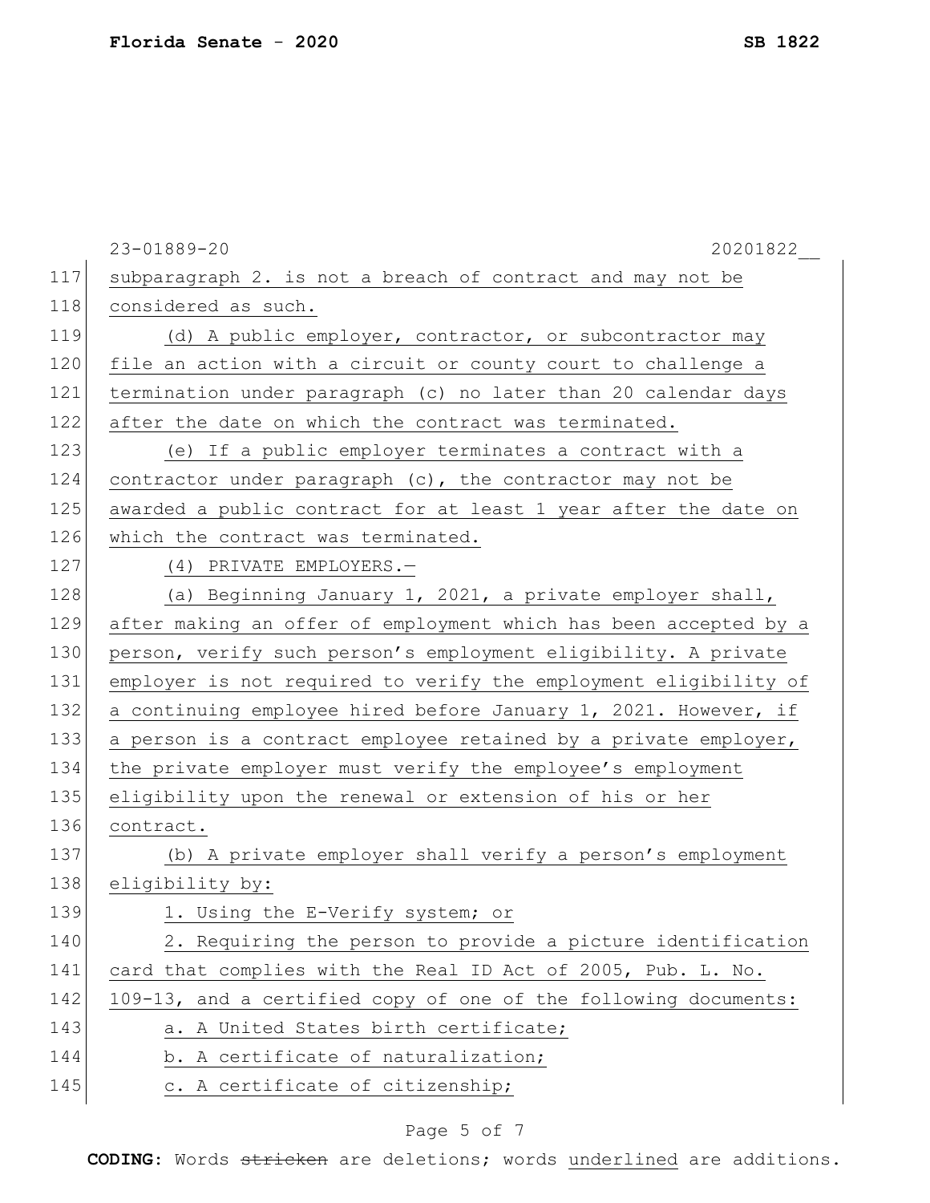subparagraph 2. is not a breach of contract and may not be considered as such.

(d) A public employer, contractor, or subcontractor may file an action with a circuit or county court to challenge a termination under paragraph (c) no later than 20 calendar days after the date on which the contract was terminated.

(e) If a public employer terminates a contract with a contractor under paragraph (c), the contractor may not be awarded a public contract for at least 1 year after the date on which the contract was terminated.

(4) PRIVATE EMPLOYERS.—

(a) Beginning January 1, 2021, a private employer shall, after making an offer of employment which has been accepted by a person, verify such person's employment eligibility. A private employer is not required to verify the employment eligibility of a continuing employee hired before January 1, 2021. However, if a person is a contract employee retained by a private employer, the private employer must verify the employee's employment eligibility upon the renewal or extension of his or her contract.

(b) A private employer shall verify a person's employment eligibility by:

1. Using the E-Verify system; or

2. Requiring the person to provide a picture identification card that complies with the Real ID Act of 2005, Pub. L. No. 109-13, and a certified copy of one of the following documents:

a. A United States birth certificate;

b. A certificate of naturalization;

c. A certificate of citizenship;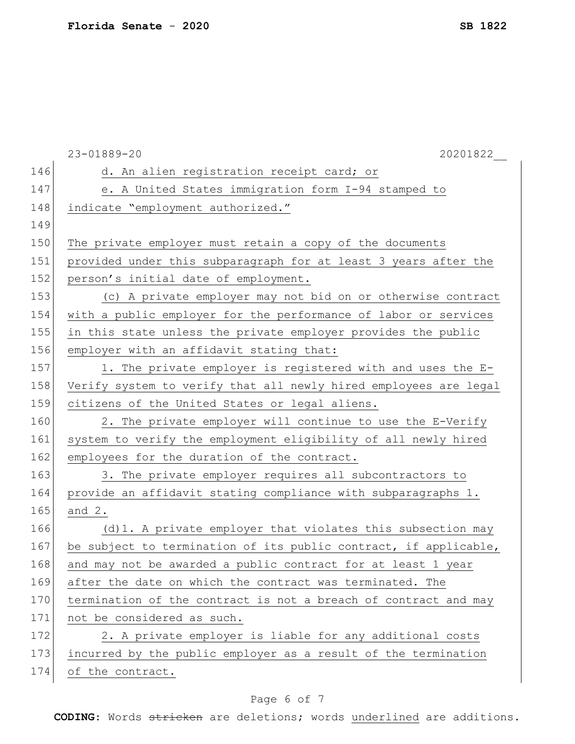d. An alien registration receipt card; or

e. A United States immigration form I-94 stamped to indicate "employment authorized."

The private employer must retain a copy of the documents provided under this subparagraph for at least 3 years after the person's initial date of employment.

(c) A private employer may not bid on or otherwise contract with a public employer for the performance of labor or services in this state unless the private employer provides the public employer with an affidavit stating that:

1. The private employer is registered with and uses the E-Verify system to verify that all newly hired employees are legal citizens of the United States or legal aliens.

2. The private employer will continue to use the E-Verify system to verify the employment eligibility of all newly hired employees for the duration of the contract.

3. The private employer requires all subcontractors to provide an affidavit stating compliance with subparagraphs 1. and 2.

(d)1. A private employer that violates this subsection may be subject to termination of its public contract, if applicable, and may not be awarded a public contract for at least 1 year after the date on which the contract was terminated. The termination of the contract is not a breach of contract and may not be considered as such.

2. A private employer is liable for any additional costs incurred by the public employer as a result of the termination of the contract.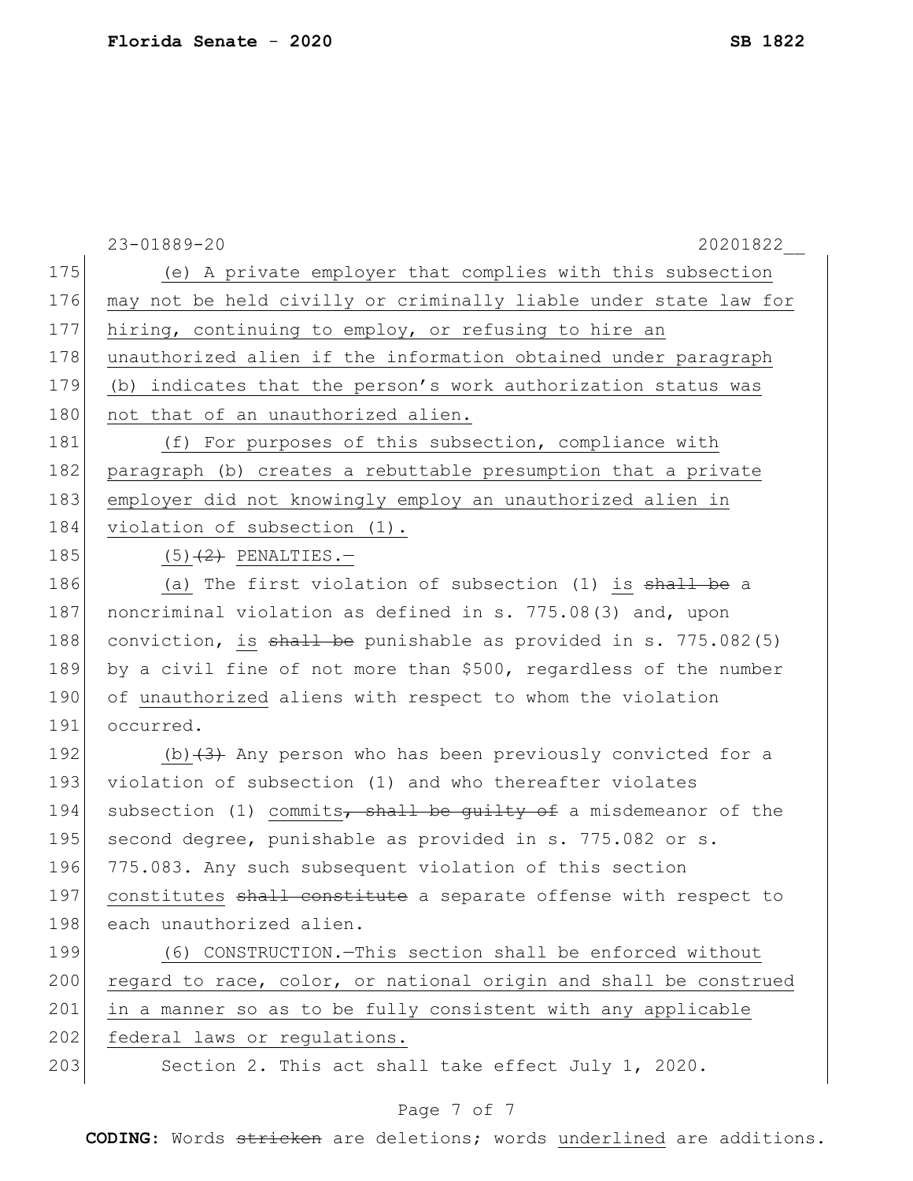(e) A private employer that complies with this subsection may not be held civilly or criminally liable under state law for hiring, continuing to employ, or refusing to hire an unauthorized alien if the information obtained under paragraph (b) indicates that the person's work authorization status was not that of an unauthorized alien.

(f) For purposes of this subsection, compliance with paragraph (b) creates a rebuttable presumption that a private employer did not knowingly employ an unauthorized alien in violation of subsection (1).

(5)~~(2)~~ PENALTIES.—

(a) The first violation of subsection (1) is ~~shall be~~ a noncriminal violation as defined in s. 775.08(3) and, upon conviction, is ~~shall be~~ punishable as provided in s. 775.082(5) by a civil fine of not more than $500, regardless of the number of unauthorized aliens with respect to whom the violation occurred.

(b)~~(3)~~ Any person who has been previously convicted for a violation of subsection (1) and who thereafter violates subsection (1) commits~~, shall be guilty of~~ a misdemeanor of the second degree, punishable as provided in s. 775.082 or s. 775.083. Any such subsequent violation of this section constitutes ~~shall constitute~~ a separate offense with respect to each unauthorized alien.

(6) CONSTRUCTION.—This section shall be enforced without regard to race, color, or national origin and shall be construed in a manner so as to be fully consistent with any applicable federal laws or regulations.

Section 2. This act shall take effect July 1, 2020.

**CODING:** Words ~~stricken~~ are deletions; words underlined are additions.